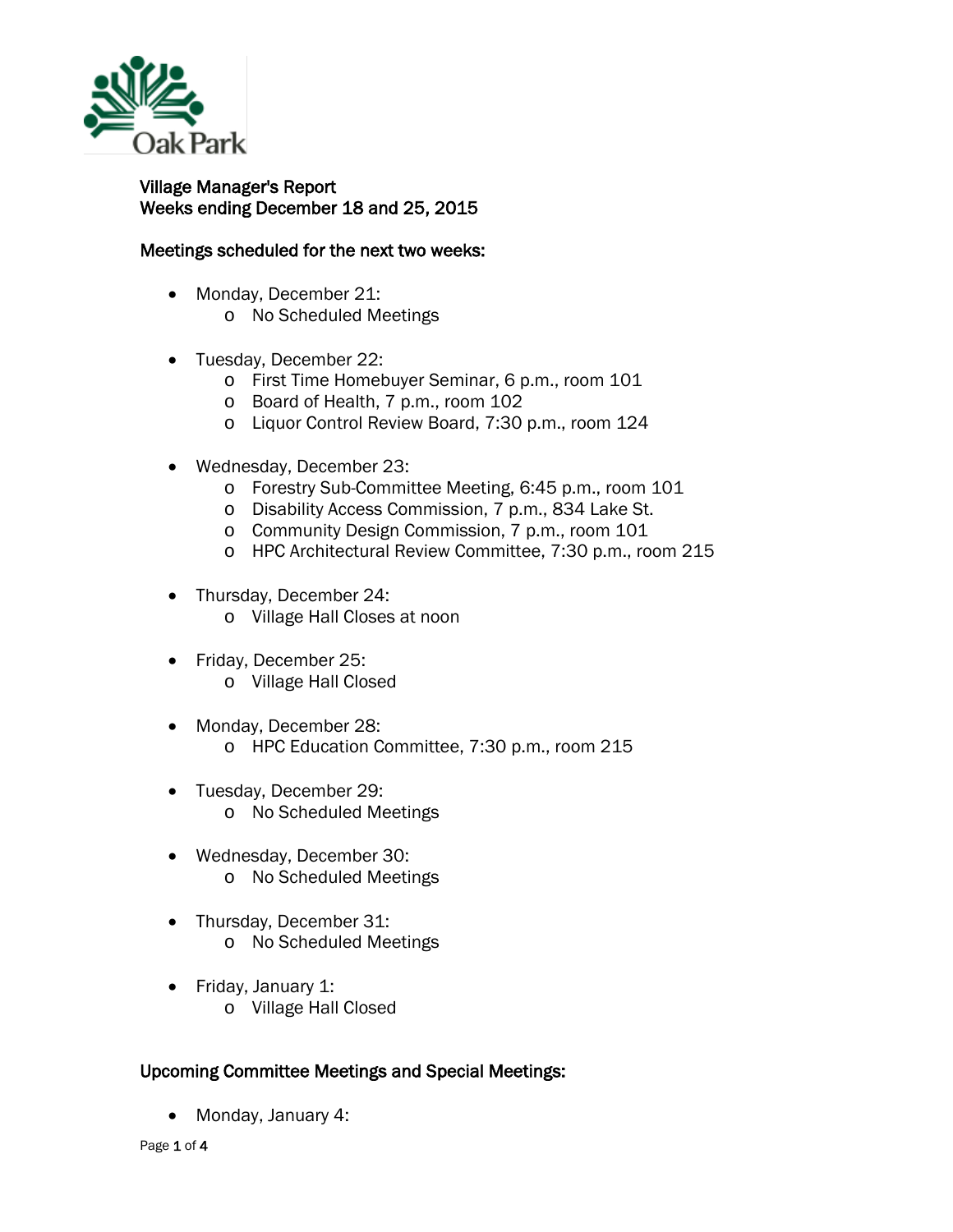# Village Manager's Report
## Weeks ending December 18 and 25, 2015

### Meetings scheduled for the next two weeks:

- Monday, December 21:
  - No Scheduled Meetings

- Tuesday, December 22:
  - First Time Homebuyer Seminar, 6 p.m., room 101
  - Board of Health, 7 p.m., room 102
  - Liquor Control Review Board, 7:30 p.m., room 124

- Wednesday, December 23:
  - Forestry Sub-Committee Meeting, 6:45 p.m., room 101
  - Disability Access Commission, 7 p.m., 834 Lake St.
  - Community Design Commission, 7 p.m., room 101
  - HPC Architectural Review Committee, 7:30 p.m., room 215

- Thursday, December 24:
  - Village Hall Closes at noon

- Friday, December 25:
  - Village Hall Closed

- Monday, December 28:
  - HPC Education Committee, 7:30 p.m., room 215

- Tuesday, December 29:
  - No Scheduled Meetings

- Wednesday, December 30:
  - No Scheduled Meetings

- Thursday, December 31:
  - No Scheduled Meetings

- Friday, January 1:
  - Village Hall Closed

### Upcoming Committee Meetings and Special Meetings:

- Monday, January 4: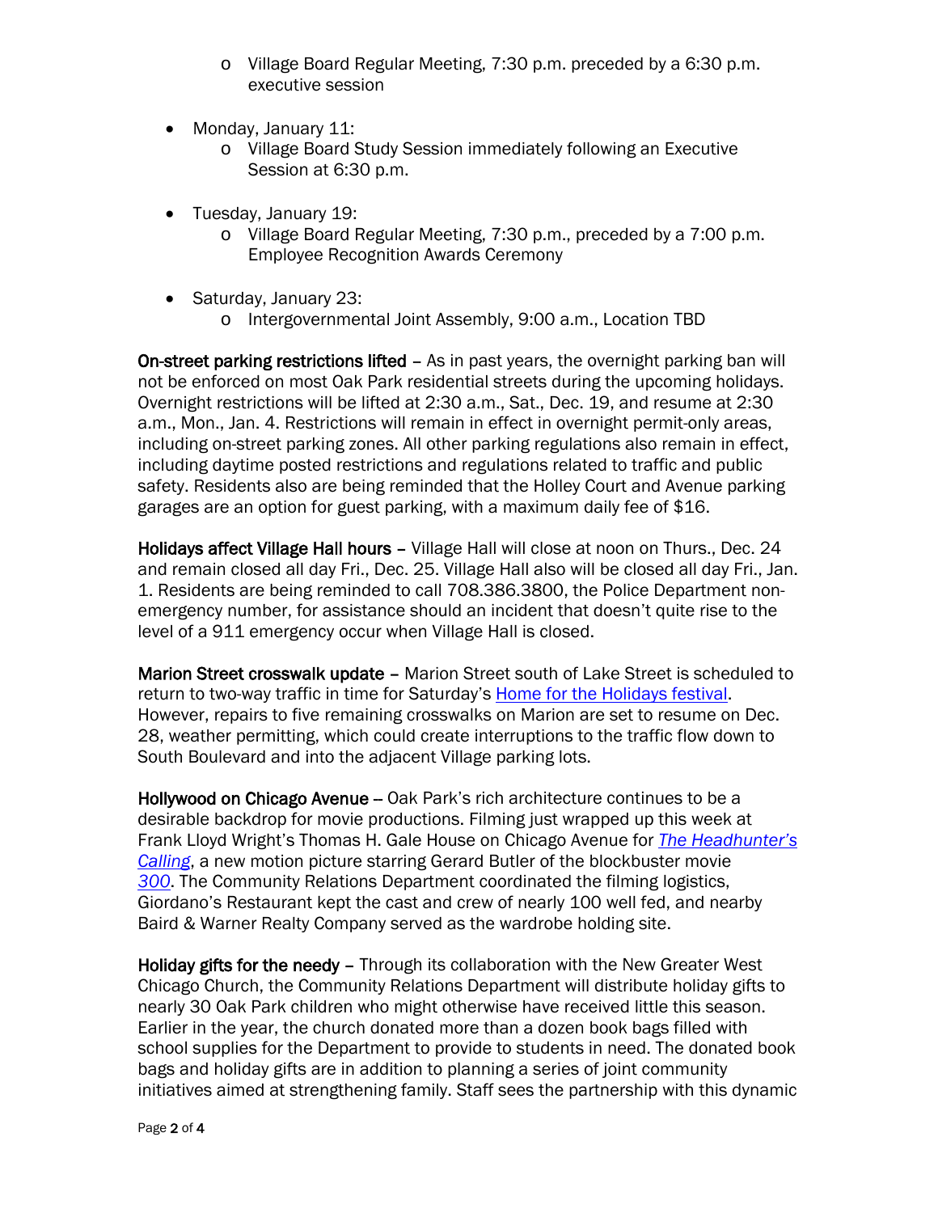- Village Board Regular Meeting, 7:30 p.m. preceded by a 6:30 p.m. executive session

- Monday, January 11:
  - Village Board Study Session immediately following an Executive Session at 6:30 p.m.

- Tuesday, January 19:
  - Village Board Regular Meeting, 7:30 p.m., preceded by a 7:00 p.m. Employee Recognition Awards Ceremony

- Saturday, January 23:
  - Intergovernmental Joint Assembly, 9:00 a.m., Location TBD

**On-street parking restrictions lifted** – As in past years, the overnight parking ban will not be enforced on most Oak Park residential streets during the upcoming holidays. Overnight restrictions will be lifted at 2:30 a.m., Sat., Dec. 19, and resume at 2:30 a.m., Mon., Jan. 4. Restrictions will remain in effect in overnight permit-only areas, including on-street parking zones. All other parking regulations also remain in effect, including daytime posted restrictions and regulations related to traffic and public safety. Residents also are being reminded that the Holley Court and Avenue parking garages are an option for guest parking, with a maximum daily fee of $16.

**Holidays affect Village Hall hours** – Village Hall will close at noon on Thurs., Dec. 24 and remain closed all day Fri., Dec. 25. Village Hall also will be closed all day Fri., Jan. 1. Residents are being reminded to call 708.386.3800, the Police Department non-emergency number, for assistance should an incident that doesn't quite rise to the level of a 911 emergency occur when Village Hall is closed.

**Marion Street crosswalk update** – Marion Street south of Lake Street is scheduled to return to two-way traffic in time for Saturday's Home for the Holidays festival. However, repairs to five remaining crosswalks on Marion are set to resume on Dec. 28, weather permitting, which could create interruptions to the traffic flow down to South Boulevard and into the adjacent Village parking lots.

**Hollywood on Chicago Avenue** – Oak Park's rich architecture continues to be a desirable backdrop for movie productions. Filming just wrapped up this week at Frank Lloyd Wright's Thomas H. Gale House on Chicago Avenue for *The Headhunter's Calling*, a new motion picture starring Gerard Butler of the blockbuster movie *300*. The Community Relations Department coordinated the filming logistics, Giordano's Restaurant kept the cast and crew of nearly 100 well fed, and nearby Baird & Warner Realty Company served as the wardrobe holding site.

**Holiday gifts for the needy** – Through its collaboration with the New Greater West Chicago Church, the Community Relations Department will distribute holiday gifts to nearly 30 Oak Park children who might otherwise have received little this season. Earlier in the year, the church donated more than a dozen book bags filled with school supplies for the Department to provide to students in need. The donated book bags and holiday gifts are in addition to planning a series of joint community initiatives aimed at strengthening family. Staff sees the partnership with this dynamic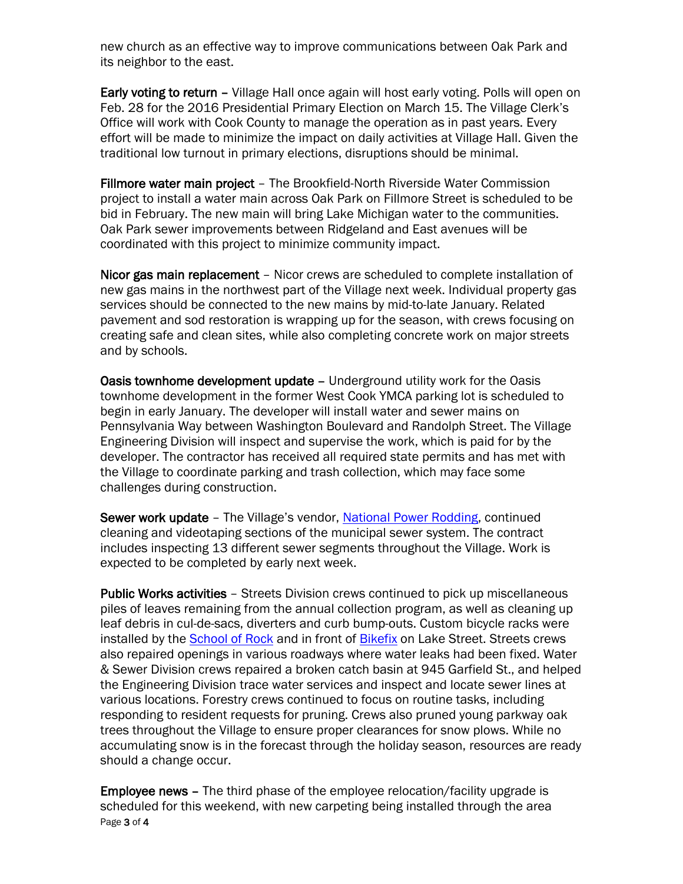new church as an effective way to improve communications between Oak Park and its neighbor to the east.

**Early voting to return** – Village Hall once again will host early voting. Polls will open on Feb. 28 for the 2016 Presidential Primary Election on March 15. The Village Clerk's Office will work with Cook County to manage the operation as in past years. Every effort will be made to minimize the impact on daily activities at Village Hall. Given the traditional low turnout in primary elections, disruptions should be minimal.

**Fillmore water main project** – The Brookfield-North Riverside Water Commission project to install a water main across Oak Park on Fillmore Street is scheduled to be bid in February. The new main will bring Lake Michigan water to the communities. Oak Park sewer improvements between Ridgeland and East avenues will be coordinated with this project to minimize community impact.

**Nicor gas main replacement** – Nicor crews are scheduled to complete installation of new gas mains in the northwest part of the Village next week. Individual property gas services should be connected to the new mains by mid-to-late January. Related pavement and sod restoration is wrapping up for the season, with crews focusing on creating safe and clean sites, while also completing concrete work on major streets and by schools.

**Oasis townhome development update** – Underground utility work for the Oasis townhome development in the former West Cook YMCA parking lot is scheduled to begin in early January. The developer will install water and sewer mains on Pennsylvania Way between Washington Boulevard and Randolph Street. The Village Engineering Division will inspect and supervise the work, which is paid for by the developer. The contractor has received all required state permits and has met with the Village to coordinate parking and trash collection, which may face some challenges during construction.

**Sewer work update** – The Village's vendor, National Power Rodding, continued cleaning and videotaping sections of the municipal sewer system. The contract includes inspecting 13 different sewer segments throughout the Village. Work is expected to be completed by early next week.

**Public Works activities** – Streets Division crews continued to pick up miscellaneous piles of leaves remaining from the annual collection program, as well as cleaning up leaf debris in cul-de-sacs, diverters and curb bump-outs. Custom bicycle racks were installed by the School of Rock and in front of Bikefix on Lake Street. Streets crews also repaired openings in various roadways where water leaks had been fixed. Water & Sewer Division crews repaired a broken catch basin at 945 Garfield St., and helped the Engineering Division trace water services and inspect and locate sewer lines at various locations. Forestry crews continued to focus on routine tasks, including responding to resident requests for pruning. Crews also pruned young parkway oak trees throughout the Village to ensure proper clearances for snow plows. While no accumulating snow is in the forecast through the holiday season, resources are ready should a change occur.

**Employee news** – The third phase of the employee relocation/facility upgrade is scheduled for this weekend, with new carpeting being installed through the area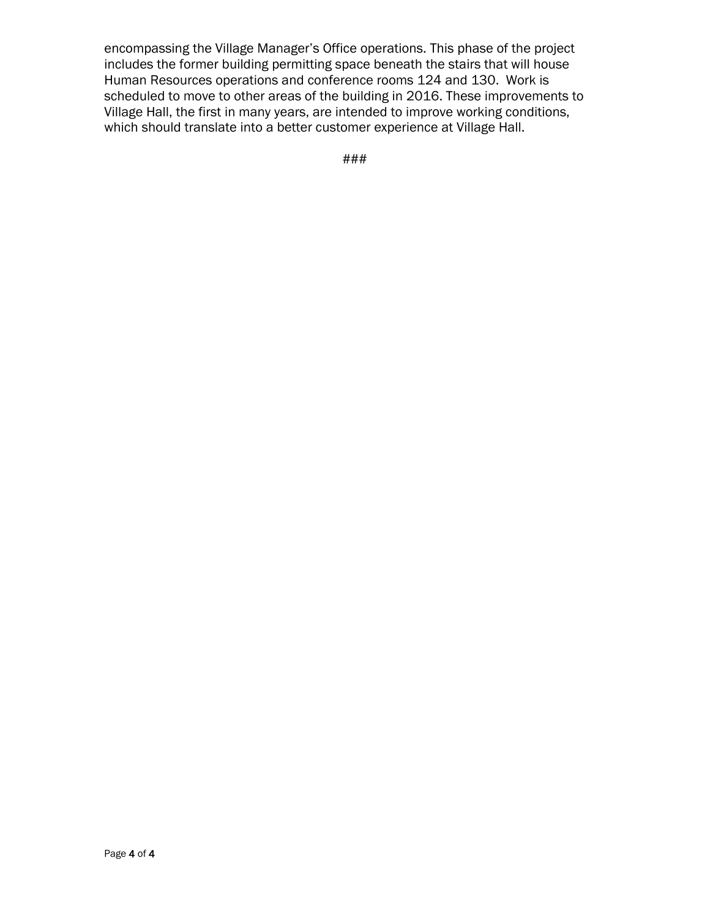encompassing the Village Manager's Office operations. This phase of the project includes the former building permitting space beneath the stairs that will house Human Resources operations and conference rooms 124 and 130. Work is scheduled to move to other areas of the building in 2016. These improvements to Village Hall, the first in many years, are intended to improve working conditions, which should translate into a better customer experience at Village Hall.

###